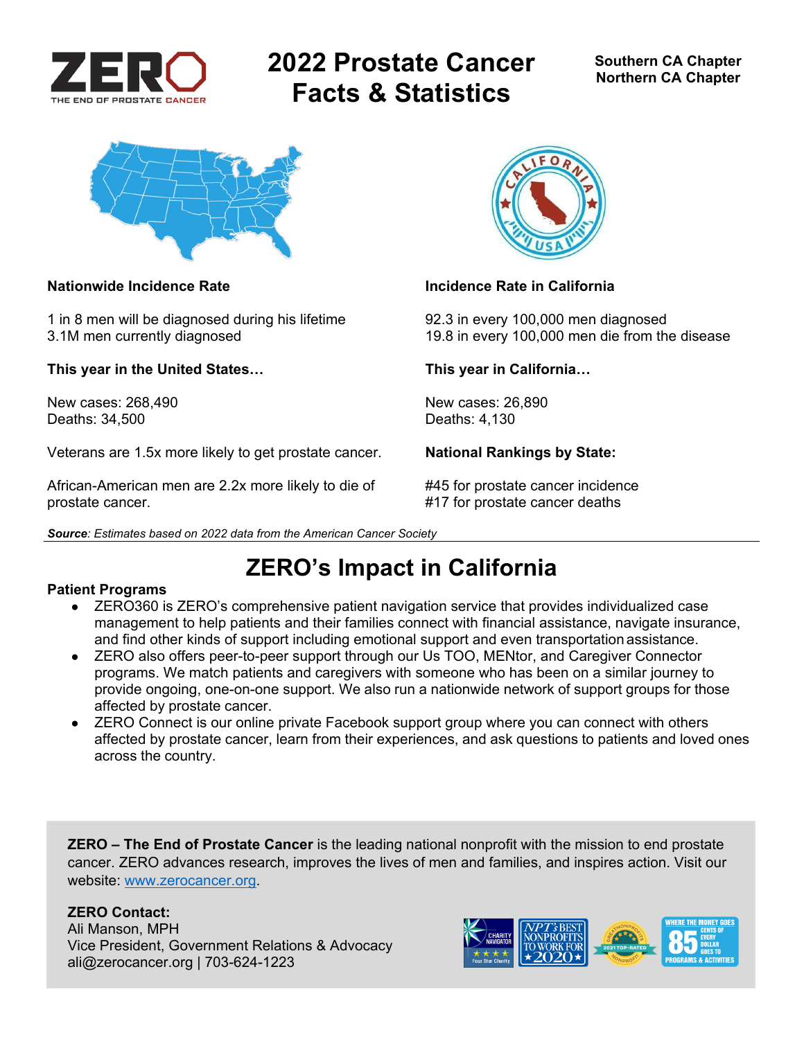ZERO
THE END OF PROSTATE CANCER

# 2022 Prostate Cancer Facts & Statistics

Southern CA Chapter
Northern CA Chapter

**Nationwide Incidence Rate**

1 in 8 men will be diagnosed during his lifetime
3.1M men currently diagnosed

**This year in the United States…**

New cases: 268,490
Deaths: 34,500

Veterans are 1.5x more likely to get prostate cancer.

African-American men are 2.2x more likely to die of prostate cancer.

**Incidence Rate in California**

92.3 in every 100,000 men diagnosed
19.8 in every 100,000 men die from the disease

**This year in California…**

New cases: 26,890
Deaths: 4,130

**National Rankings by State:**

#45 for prostate cancer incidence
#17 for prostate cancer deaths

***Source****: Estimates based on 2022 data from the American Cancer Society*

## ZERO's Impact in California

**Patient Programs**

- ZERO360 is ZERO's comprehensive patient navigation service that provides individualized case management to help patients and their families connect with financial assistance, navigate insurance, and find other kinds of support including emotional support and even transportation assistance.
- ZERO also offers peer-to-peer support through our Us TOO, MENtor, and Caregiver Connector programs. We match patients and caregivers with someone who has been on a similar journey to provide ongoing, one-on-one support. We also run a nationwide network of support groups for those affected by prostate cancer.
- ZERO Connect is our online private Facebook support group where you can connect with others affected by prostate cancer, learn from their experiences, and ask questions to patients and loved ones across the country.

**ZERO – The End of Prostate Cancer** is the leading national nonprofit with the mission to end prostate cancer. ZERO advances research, improves the lives of men and families, and inspires action. Visit our website: [www.zerocancer.org](http://www.zerocancer.org).

**ZERO Contact:**
Ali Manson, MPH
Vice President, Government Relations & Advocacy
ali@zerocancer.org | 703-624-1223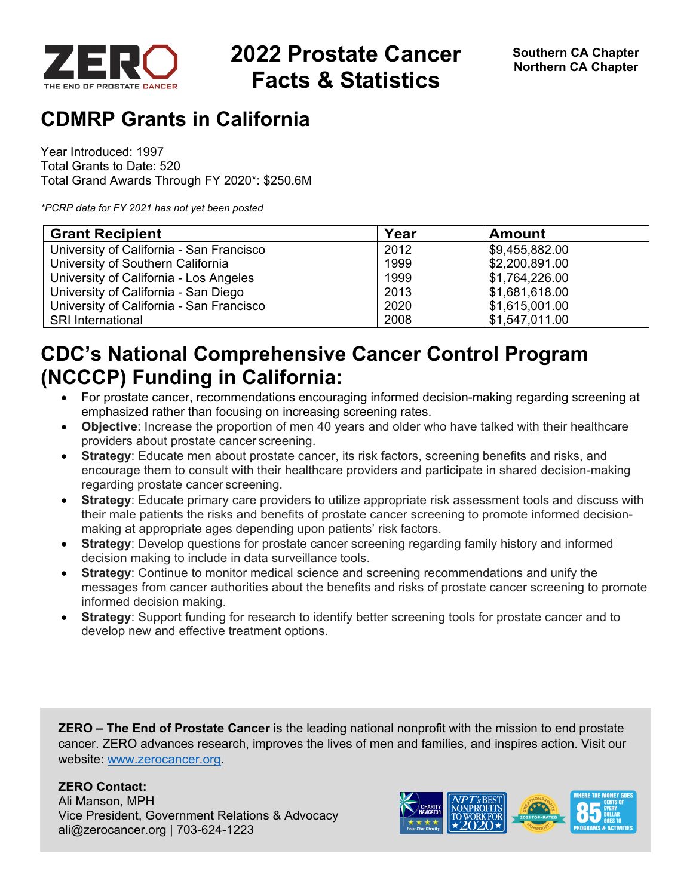# 2022 Prostate Cancer Facts & Statistics

Southern CA Chapter
Northern CA Chapter

## CDMRP Grants in California

Year Introduced: 1997
Total Grants to Date: 520
Total Grand Awards Through FY 2020*: $250.6M

*\*PCRP data for FY 2021 has not yet been posted*

| Grant Recipient | Year | Amount |
|---|---|---|
| University of California - San Francisco | 2012 | $9,455,882.00 |
| University of Southern California | 1999 | $2,200,891.00 |
| University of California - Los Angeles | 1999 | $1,764,226.00 |
| University of California - San Diego | 2013 | $1,681,618.00 |
| University of California - San Francisco | 2020 | $1,615,001.00 |
| SRI International | 2008 | $1,547,011.00 |

## CDC's National Comprehensive Cancer Control Program (NCCCP) Funding in California:

- For prostate cancer, recommendations encouraging informed decision-making regarding screening at emphasized rather than focusing on increasing screening rates.
- **Objective**: Increase the proportion of men 40 years and older who have talked with their healthcare providers about prostate cancer screening.
- **Strategy**: Educate men about prostate cancer, its risk factors, screening benefits and risks, and encourage them to consult with their healthcare providers and participate in shared decision-making regarding prostate cancer screening.
- **Strategy**: Educate primary care providers to utilize appropriate risk assessment tools and discuss with their male patients the risks and benefits of prostate cancer screening to promote informed decision-making at appropriate ages depending upon patients' risk factors.
- **Strategy**: Develop questions for prostate cancer screening regarding family history and informed decision making to include in data surveillance tools.
- **Strategy**: Continue to monitor medical science and screening recommendations and unify the messages from cancer authorities about the benefits and risks of prostate cancer screening to promote informed decision making.
- **Strategy**: Support funding for research to identify better screening tools for prostate cancer and to develop new and effective treatment options.

**ZERO – The End of Prostate Cancer** is the leading national nonprofit with the mission to end prostate cancer. ZERO advances research, improves the lives of men and families, and inspires action. Visit our website: www.zerocancer.org.

**ZERO Contact:**
Ali Manson, MPH
Vice President, Government Relations & Advocacy
ali@zerocancer.org | 703-624-1223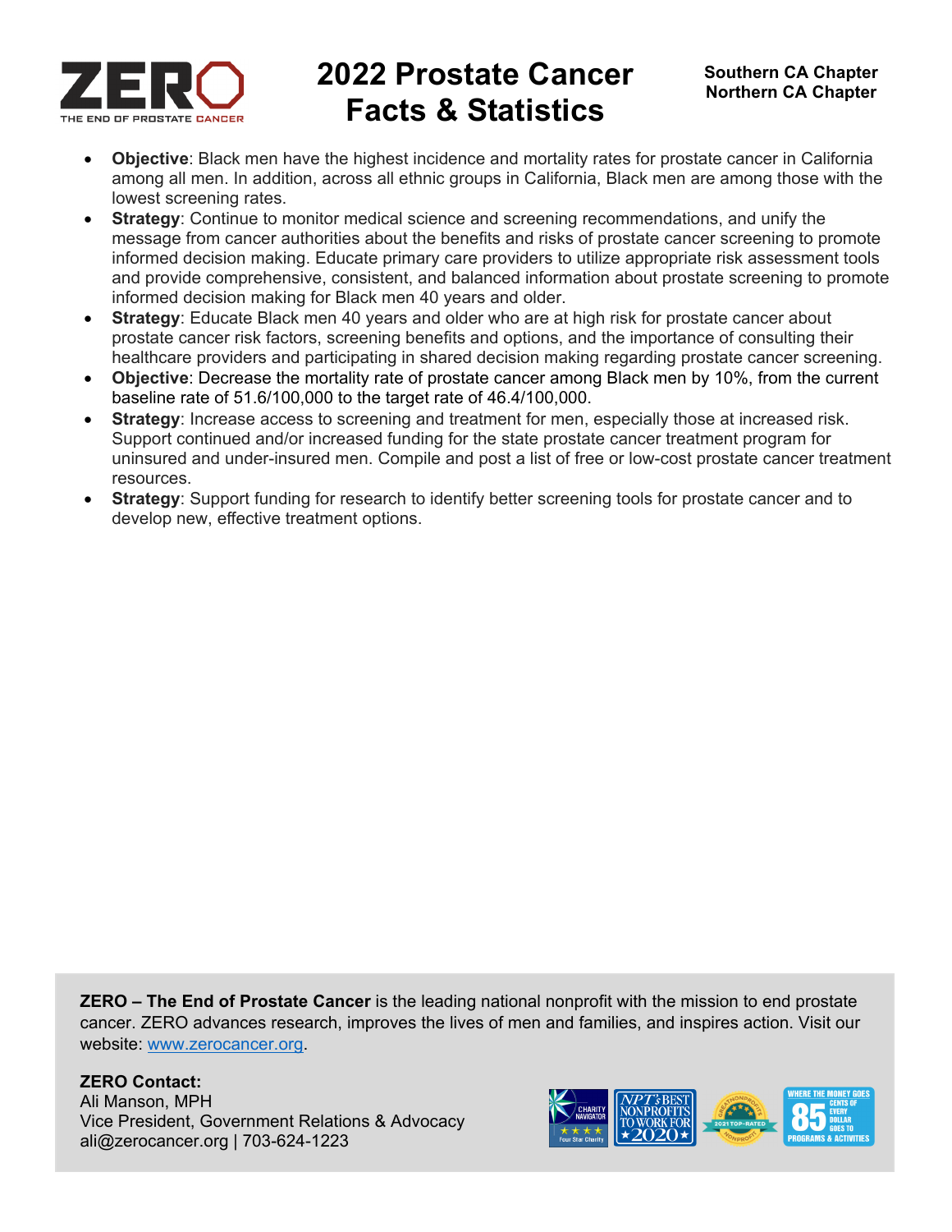# 2022 Prostate Cancer Facts & Statistics

**Southern CA Chapter**
**Northern CA Chapter**

- **Objective**: Black men have the highest incidence and mortality rates for prostate cancer in California among all men. In addition, across all ethnic groups in California, Black men are among those with the lowest screening rates.
- **Strategy**: Continue to monitor medical science and screening recommendations, and unify the message from cancer authorities about the benefits and risks of prostate cancer screening to promote informed decision making. Educate primary care providers to utilize appropriate risk assessment tools and provide comprehensive, consistent, and balanced information about prostate screening to promote informed decision making for Black men 40 years and older.
- **Strategy**: Educate Black men 40 years and older who are at high risk for prostate cancer about prostate cancer risk factors, screening benefits and options, and the importance of consulting their healthcare providers and participating in shared decision making regarding prostate cancer screening.
- **Objective**: Decrease the mortality rate of prostate cancer among Black men by 10%, from the current baseline rate of 51.6/100,000 to the target rate of 46.4/100,000.
- **Strategy**: Increase access to screening and treatment for men, especially those at increased risk. Support continued and/or increased funding for the state prostate cancer treatment program for uninsured and under-insured men. Compile and post a list of free or low-cost prostate cancer treatment resources.
- **Strategy**: Support funding for research to identify better screening tools for prostate cancer and to develop new, effective treatment options.

**ZERO – The End of Prostate Cancer** is the leading national nonprofit with the mission to end prostate cancer. ZERO advances research, improves the lives of men and families, and inspires action. Visit our website: [www.zerocancer.org](http://www.zerocancer.org).

**ZERO Contact:**
Ali Manson, MPH
Vice President, Government Relations & Advocacy
ali@zerocancer.org | 703-624-1223